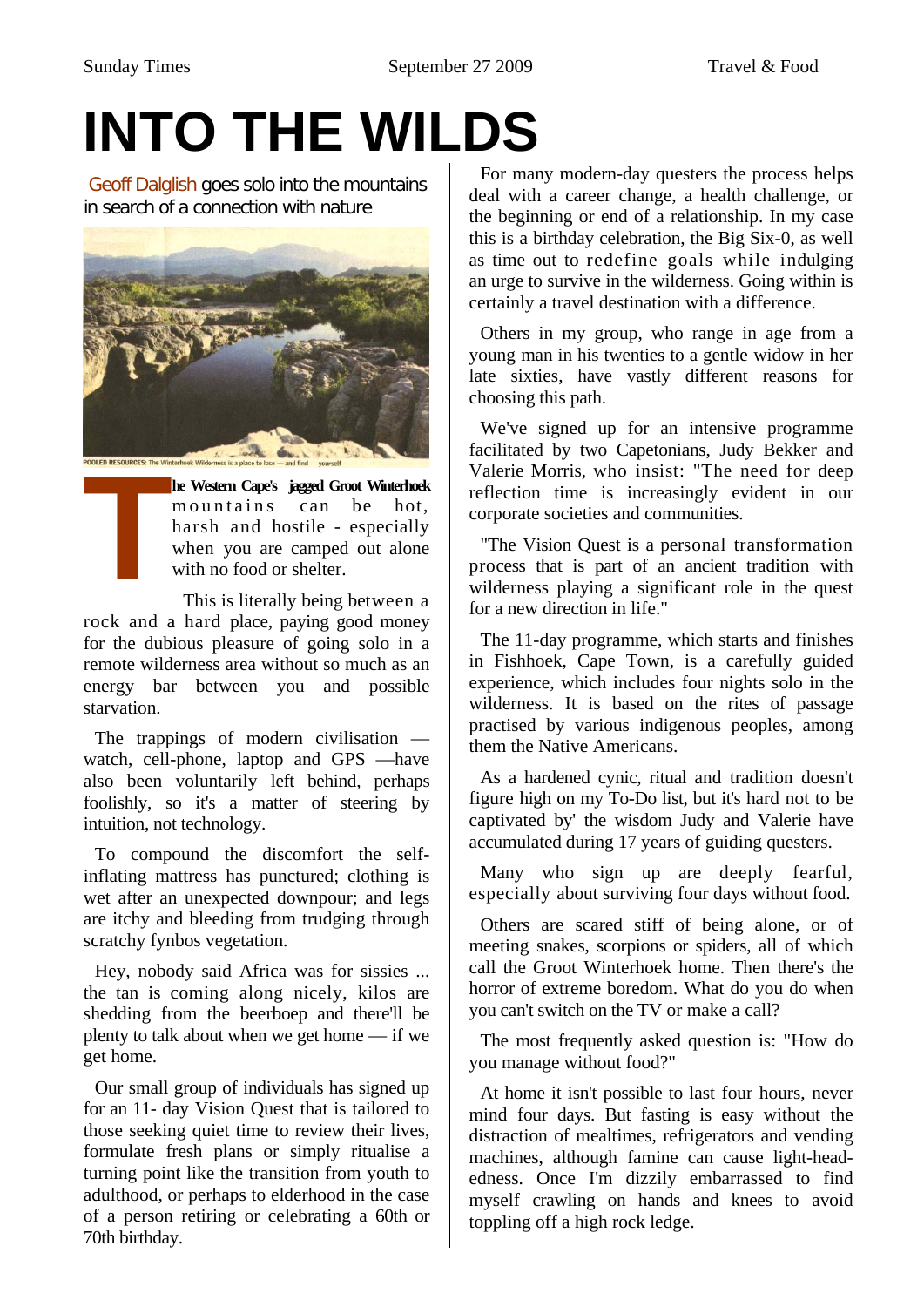# INTO THE WILDS

Geoff Dalglish goes solo into the mountains in search of a connection with nature

POOLED RESOURCES: The Winterhoek Wilderness is a place to lose — and find — yourself

The Western Cape's jagged Groot Winterhoek mountains can be hot, harsh and hostile - especially when you are camped out alone with no food or shelter.

This is literally being between a rock and a hard place, paying good money for the dubious pleasure of going solo in a remote wilderness area without so much as an energy bar between you and possible starvation.

The trappings of modern civilisation — watch, cell-phone, laptop and GPS —have also been voluntarily left behind, perhaps foolishly, so it's a matter of steering by intuition, not technology.

To compound the discomfort the self-inflating mattress has punctured; clothing is wet after an unexpected downpour; and legs are itchy and bleeding from trudging through scratchy fynbos vegetation.

Hey, nobody said Africa was for sissies ... the tan is coming along nicely, kilos are shedding from the beerboep and there'll be plenty to talk about when we get home — if we get home.

Our small group of individuals has signed up for an 11- day Vision Quest that is tailored to those seeking quiet time to review their lives, formulate fresh plans or simply ritualise a turning point like the transition from youth to adulthood, or perhaps to elderhood in the case of a person retiring or celebrating a 60th or 70th birthday.

For many modern-day questers the process helps deal with a career change, a health challenge, or the beginning or end of a relationship. In my case this is a birthday celebration, the Big Six-0, as well as time out to redefine goals while indulging an urge to survive in the wilderness. Going within is certainly a travel destination with a difference.

Others in my group, who range in age from a young man in his twenties to a gentle widow in her late sixties, have vastly different reasons for choosing this path.

We've signed up for an intensive programme facilitated by two Capetonians, Judy Bekker and Valerie Morris, who insist: "The need for deep reflection time is increasingly evident in our corporate societies and communities.

"The Vision Quest is a personal transformation process that is part of an ancient tradition with wilderness playing a significant role in the quest for a new direction in life."

The 11-day programme, which starts and finishes in Fishhoek, Cape Town, is a carefully guided experience, which includes four nights solo in the wilderness. It is based on the rites of passage practised by various indigenous peoples, among them the Native Americans.

As a hardened cynic, ritual and tradition doesn't figure high on my To-Do list, but it's hard not to be captivated by' the wisdom Judy and Valerie have accumulated during 17 years of guiding questers.

Many who sign up are deeply fearful, especially about surviving four days without food.

Others are scared stiff of being alone, or of meeting snakes, scorpions or spiders, all of which call the Groot Winterhoek home. Then there's the horror of extreme boredom. What do you do when you can't switch on the TV or make a call?

The most frequently asked question is: "How do you manage without food?"

At home it isn't possible to last four hours, never mind four days. But fasting is easy without the distraction of mealtimes, refrigerators and vending machines, although famine can cause light-headedness. Once I'm dizzily embarrassed to find myself crawling on hands and knees to avoid toppling off a high rock ledge.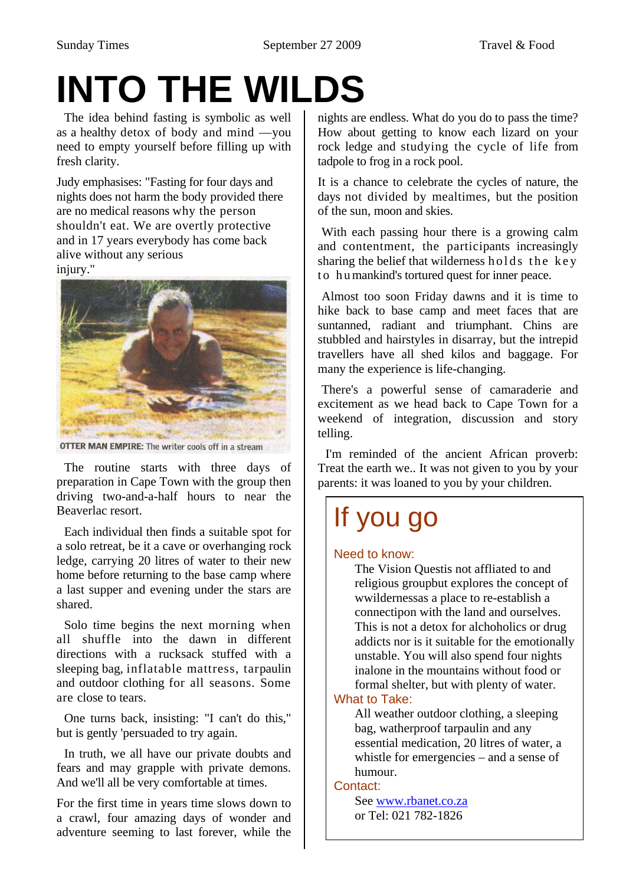# INTO THE WILDS

The idea behind fasting is symbolic as well as a healthy detox of body and mind —you need to empty yourself before filling up with fresh clarity.

Judy emphasises: "Fasting for four days and nights does not harm the body provided there are no medical reasons why the person shouldn't eat. We are overtly protective and in 17 years everybody has come back alive without any serious injury."

**OTTER MAN EMPIRE:** The writer cools off in a stream

The routine starts with three days of preparation in Cape Town with the group then driving two-and-a-half hours to near the Beaverlac resort.

Each individual then finds a suitable spot for a solo retreat, be it a cave or overhanging rock ledge, carrying 20 litres of water to their new home before returning to the base camp where a last supper and evening under the stars are shared.

Solo time begins the next morning when all shuffle into the dawn in different directions with a rucksack stuffed with a sleeping bag, inflatable mattress, tarpaulin and outdoor clothing for all seasons. Some are close to tears.

One turns back, insisting: "I can't do this," but is gently 'persuaded to try again.

In truth, we all have our private doubts and fears and may grapple with private demons. And we'll all be very comfortable at times.

For the first time in years time slows down to a crawl, four amazing days of wonder and adventure seeming to last forever, while the nights are endless. What do you do to pass the time? How about getting to know each lizard on your rock ledge and studying the cycle of life from tadpole to frog in a rock pool.

It is a chance to celebrate the cycles of nature, the days not divided by mealtimes, but the position of the sun, moon and skies.

With each passing hour there is a growing calm and contentment, the participants increasingly sharing the belief that wilderness holds the key to humankind's tortured quest for inner peace.

Almost too soon Friday dawns and it is time to hike back to base camp and meet faces that are suntanned, radiant and triumphant. Chins are stubbled and hairstyles in disarray, but the intrepid travellers have all shed kilos and baggage. For many the experience is life-changing.

There's a powerful sense of camaraderie and excitement as we head back to Cape Town for a weekend of integration, discussion and story telling.

I'm reminded of the ancient African proverb: Treat the earth we.. It was not given to you by your parents: it was loaned to you by your children.

## If you go

**Need to know:**

The Vision Questis not affliated to and religious groupbut explores the concept of wwildernessas a place to re-establish a connectipon with the land and ourselves. This is not a detox for alchoholics or drug addicts nor is it suitable for the emotionally unstable. You will also spend four nights inalone in the mountains without food or formal shelter, but with plenty of water.

**What to Take:**

All weather outdoor clothing, a sleeping bag, watherproof tarpaulin and any essential medication, 20 litres of water, a whistle for emergencies – and a sense of humour.

**Contact:**

See www.rbanet.co.za
or Tel: 021 782-1826